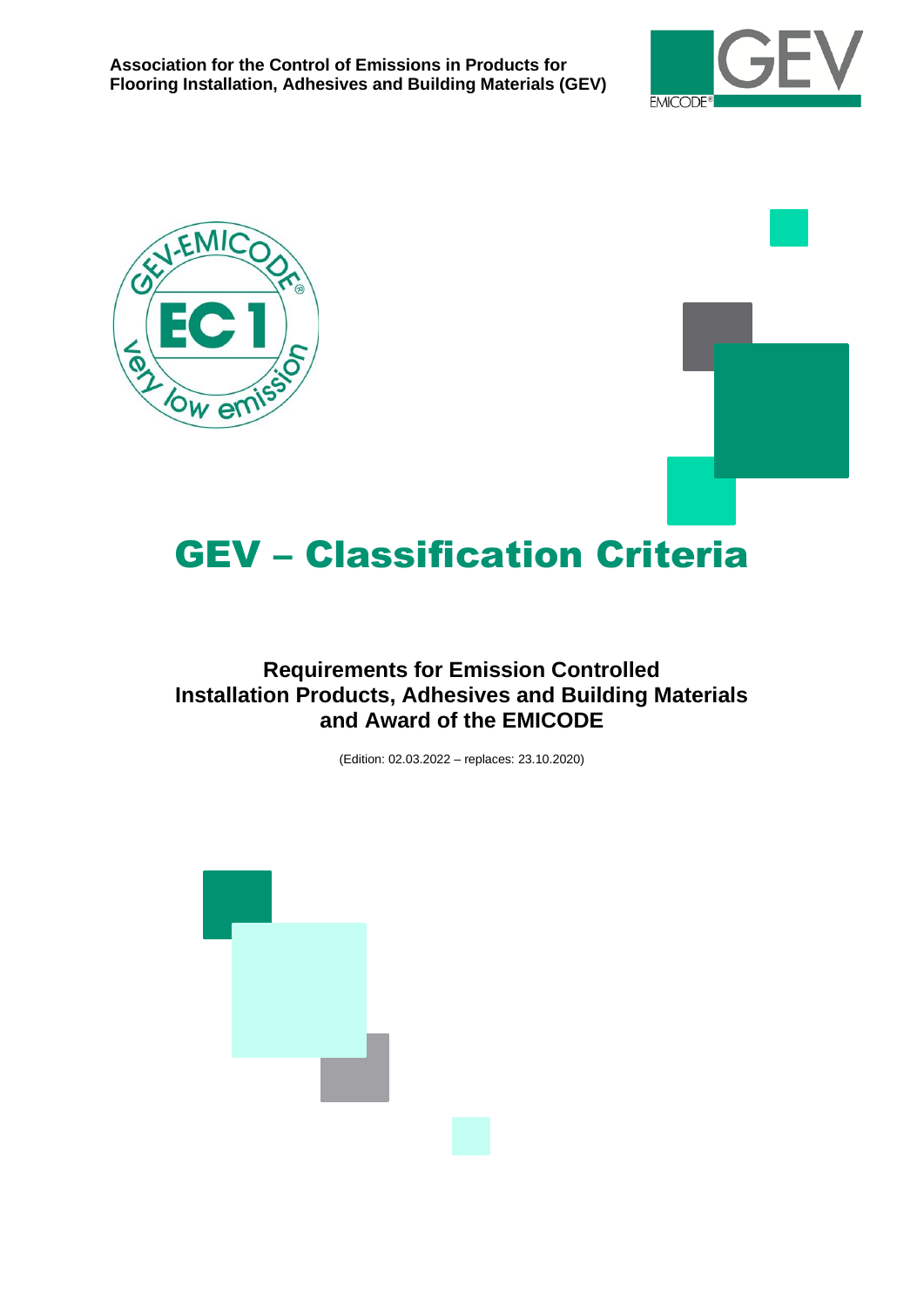**Association for the Control of Emissions in Products for Flooring Installation, Adhesives and Building Materials (GEV)**

# GEV – Classification Criteria

## Requirements for Emission Controlled Installation Products, Adhesives and Building Materials and Award of the EMICODE

(Edition: 02.03.2022 – replaces: 23.10.2020)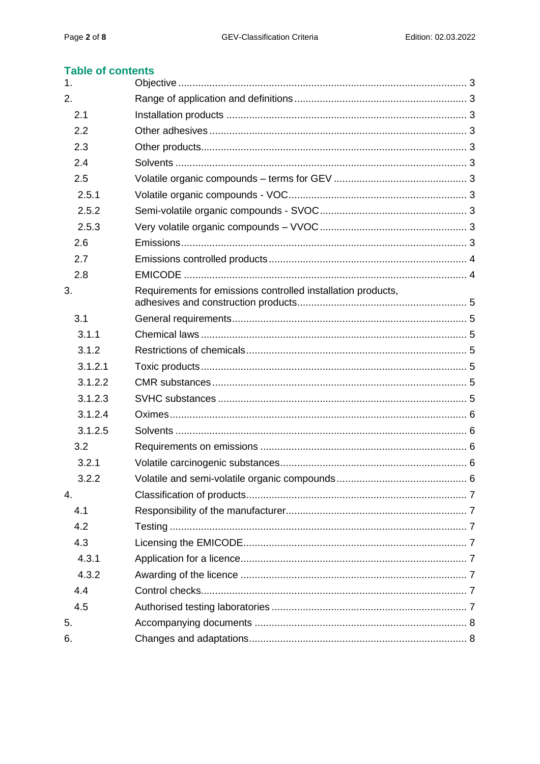## Table of contents

| | | |
|---|---|---|
| 1. | Objective | 3 |
| 2. | Range of application and definitions | 3 |
| 2.1 | Installation products | 3 |
| 2.2 | Other adhesives | 3 |
| 2.3 | Other products | 3 |
| 2.4 | Solvents | 3 |
| 2.5 | Volatile organic compounds – terms for GEV | 3 |
| 2.5.1 | Volatile organic compounds - VOC | 3 |
| 2.5.2 | Semi-volatile organic compounds - SVOC | 3 |
| 2.5.3 | Very volatile organic compounds – VVOC | 3 |
| 2.6 | Emissions | 3 |
| 2.7 | Emissions controlled products | 4 |
| 2.8 | EMICODE | 4 |
| 3. | Requirements for emissions controlled installation products, adhesives and construction products | 5 |
| 3.1 | General requirements | 5 |
| 3.1.1 | Chemical laws | 5 |
| 3.1.2 | Restrictions of chemicals | 5 |
| 3.1.2.1 | Toxic products | 5 |
| 3.1.2.2 | CMR substances | 5 |
| 3.1.2.3 | SVHC substances | 5 |
| 3.1.2.4 | Oximes | 6 |
| 3.1.2.5 | Solvents | 6 |
| 3.2 | Requirements on emissions | 6 |
| 3.2.1 | Volatile carcinogenic substances | 6 |
| 3.2.2 | Volatile and semi-volatile organic compounds | 6 |
| 4. | Classification of products | 7 |
| 4.1 | Responsibility of the manufacturer | 7 |
| 4.2 | Testing | 7 |
| 4.3 | Licensing the EMICODE | 7 |
| 4.3.1 | Application for a licence | 7 |
| 4.3.2 | Awarding of the licence | 7 |
| 4.4 | Control checks | 7 |
| 4.5 | Authorised testing laboratories | 7 |
| 5. | Accompanying documents | 8 |
| 6. | Changes and adaptations | 8 |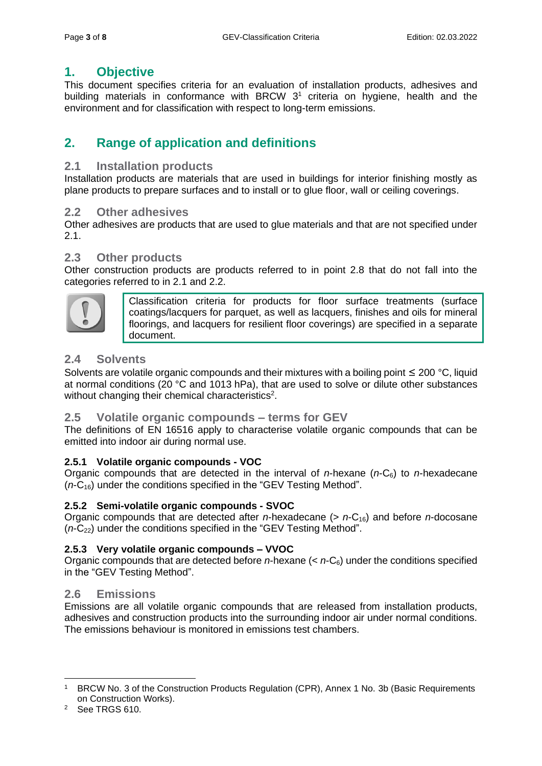# 1. Objective

This document specifies criteria for an evaluation of installation products, adhesives and building materials in conformance with BRCW 3[1] criteria on hygiene, health and the environment and for classification with respect to long-term emissions.

# 2. Range of application and definitions

## 2.1 Installation products

Installation products are materials that are used in buildings for interior finishing mostly as plane products to prepare surfaces and to install or to glue floor, wall or ceiling coverings.

## 2.2 Other adhesives

Other adhesives are products that are used to glue materials and that are not specified under 2.1.

## 2.3 Other products

Other construction products are products referred to in point 2.8 that do not fall into the categories referred to in 2.1 and 2.2.

> Classification criteria for products for floor surface treatments (surface coatings/lacquers for parquet, as well as lacquers, finishes and oils for mineral floorings, and lacquers for resilient floor coverings) are specified in a separate document.

## 2.4 Solvents

Solvents are volatile organic compounds and their mixtures with a boiling point ≤ 200 °C, liquid at normal conditions (20 °C and 1013 hPa), that are used to solve or dilute other substances without changing their chemical characteristics[2].

## 2.5 Volatile organic compounds – terms for GEV

The definitions of EN 16516 apply to characterise volatile organic compounds that can be emitted into indoor air during normal use.

### 2.5.1 Volatile organic compounds - VOC

Organic compounds that are detected in the interval of *n*-hexane (*n*-$C_6$) to *n*-hexadecane (*n*-$C_{16}$) under the conditions specified in the "GEV Testing Method".

### 2.5.2 Semi-volatile organic compounds - SVOC

Organic compounds that are detected after *n*-hexadecane (> *n*-$C_{16}$) and before *n*-docosane (*n*-$C_{22}$) under the conditions specified in the "GEV Testing Method".

### 2.5.3 Very volatile organic compounds – VVOC

Organic compounds that are detected before *n*-hexane (< *n*-$C_6$) under the conditions specified in the "GEV Testing Method".

## 2.6 Emissions

Emissions are all volatile organic compounds that are released from installation products, adhesives and construction products into the surrounding indoor air under normal conditions. The emissions behaviour is monitored in emissions test chambers.

---

[1] BRCW No. 3 of the Construction Products Regulation (CPR), Annex 1 No. 3b (Basic Requirements on Construction Works).

[2] See TRGS 610.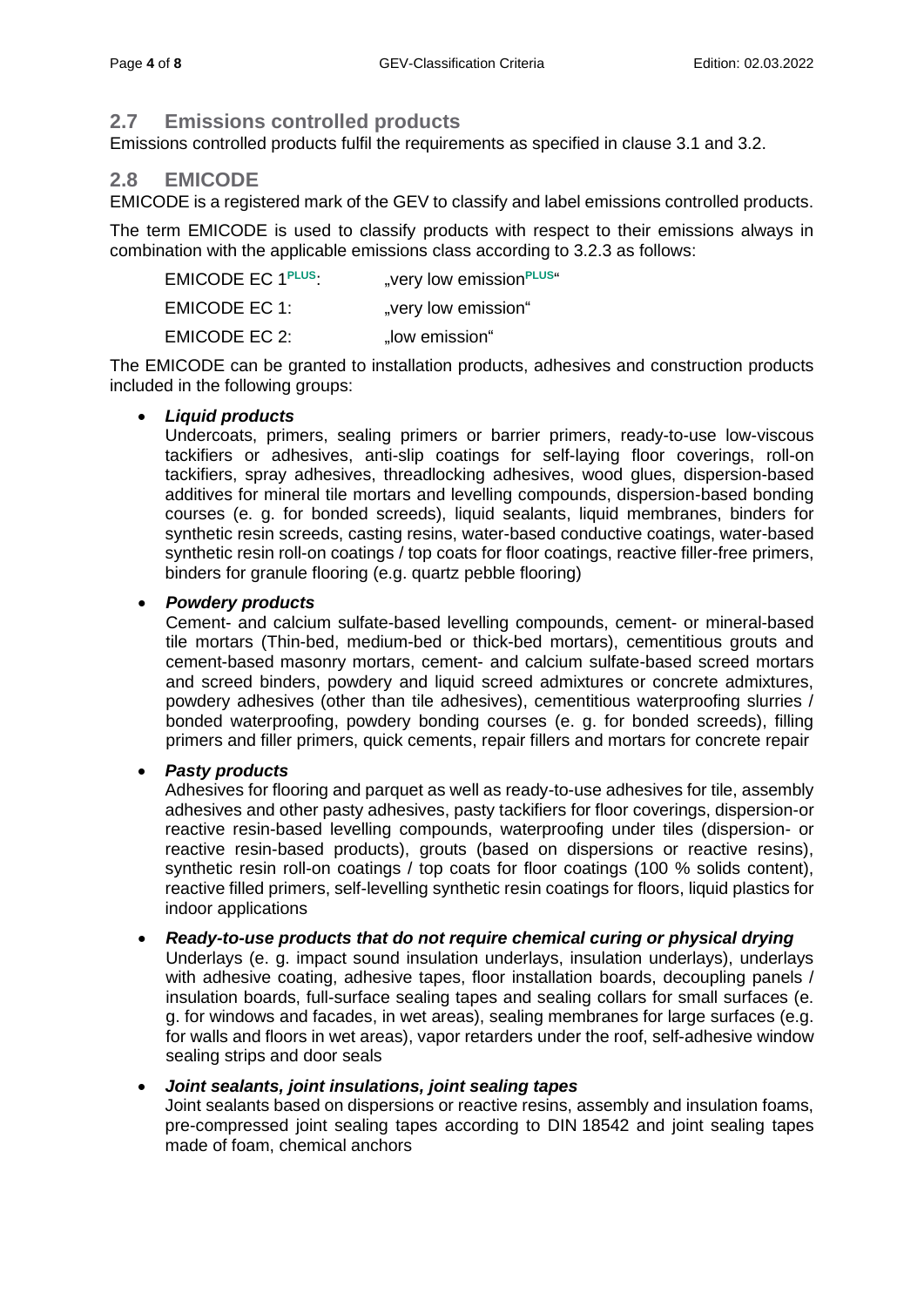## 2.7 Emissions controlled products

Emissions controlled products fulfil the requirements as specified in clause 3.1 and 3.2.

## 2.8 EMICODE

EMICODE is a registered mark of the GEV to classify and label emissions controlled products.

The term EMICODE is used to classify products with respect to their emissions always in combination with the applicable emissions class according to 3.2.3 as follows:

EMICODE EC 1$^{PLUS}$: „very low emission$^{PLUS}$"

EMICODE EC 1: „very low emission"

EMICODE EC 2: „low emission"

The EMICODE can be granted to installation products, adhesives and construction products included in the following groups:

- ***Liquid products***
  Undercoats, primers, sealing primers or barrier primers, ready-to-use low-viscous tackifiers or adhesives, anti-slip coatings for self-laying floor coverings, roll-on tackifiers, spray adhesives, threadlocking adhesives, wood glues, dispersion-based additives for mineral tile mortars and levelling compounds, dispersion-based bonding courses (e. g. for bonded screeds), liquid sealants, liquid membranes, binders for synthetic resin screeds, casting resins, water-based conductive coatings, water-based synthetic resin roll-on coatings / top coats for floor coatings, reactive filler-free primers, binders for granule flooring (e.g. quartz pebble flooring)

- ***Powdery products***
  Cement- and calcium sulfate-based levelling compounds, cement- or mineral-based tile mortars (Thin-bed, medium-bed or thick-bed mortars), cementitious grouts and cement-based masonry mortars, cement- and calcium sulfate-based screed mortars and screed binders, powdery and liquid screed admixtures or concrete admixtures, powdery adhesives (other than tile adhesives), cementitious waterproofing slurries / bonded waterproofing, powdery bonding courses (e. g. for bonded screeds), filling primers and filler primers, quick cements, repair fillers and mortars for concrete repair

- ***Pasty products***
  Adhesives for flooring and parquet as well as ready-to-use adhesives for tile, assembly adhesives and other pasty adhesives, pasty tackifiers for floor coverings, dispersion-or reactive resin-based levelling compounds, waterproofing under tiles (dispersion- or reactive resin-based products), grouts (based on dispersions or reactive resins), synthetic resin roll-on coatings / top coats for floor coatings (100 % solids content), reactive filled primers, self-levelling synthetic resin coatings for floors, liquid plastics for indoor applications

- ***Ready-to-use products that do not require chemical curing or physical drying***
  Underlays (e. g. impact sound insulation underlays, insulation underlays), underlays with adhesive coating, adhesive tapes, floor installation boards, decoupling panels / insulation boards, full-surface sealing tapes and sealing collars for small surfaces (e. g. for windows and facades, in wet areas), sealing membranes for large surfaces (e.g. for walls and floors in wet areas), vapor retarders under the roof, self-adhesive window sealing strips and door seals

- ***Joint sealants, joint insulations, joint sealing tapes***
  Joint sealants based on dispersions or reactive resins, assembly and insulation foams, pre-compressed joint sealing tapes according to DIN 18542 and joint sealing tapes made of foam, chemical anchors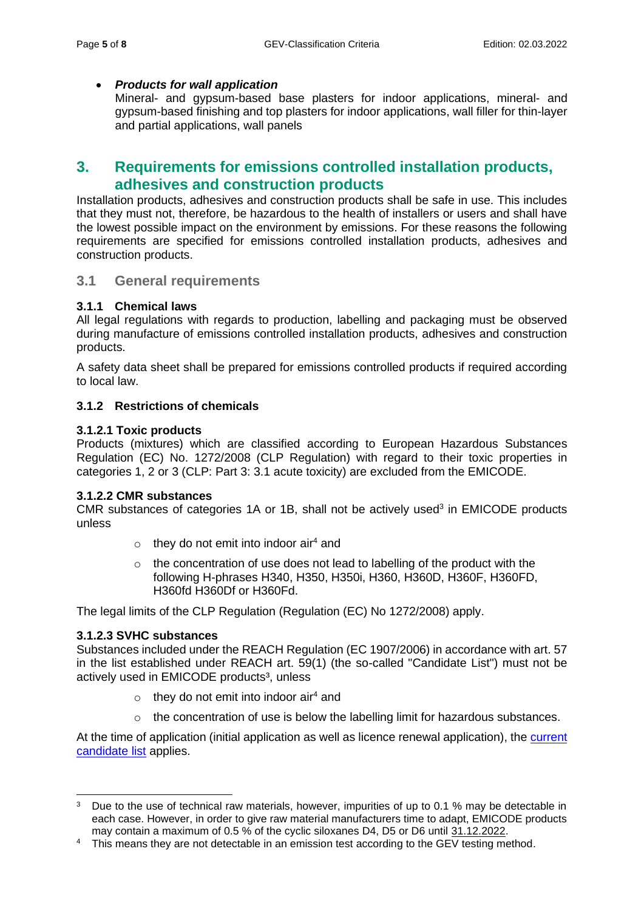- ***Products for wall application***
  Mineral- and gypsum-based base plasters for indoor applications, mineral- and gypsum-based finishing and top plasters for indoor applications, wall filler for thin-layer and partial applications, wall panels

## 3. Requirements for emissions controlled installation products, adhesives and construction products

Installation products, adhesives and construction products shall be safe in use. This includes that they must not, therefore, be hazardous to the health of installers or users and shall have the lowest possible impact on the environment by emissions. For these reasons the following requirements are specified for emissions controlled installation products, adhesives and construction products.

### 3.1 General requirements

#### 3.1.1 Chemical laws

All legal regulations with regards to production, labelling and packaging must be observed during manufacture of emissions controlled installation products, adhesives and construction products.

A safety data sheet shall be prepared for emissions controlled products if required according to local law.

#### 3.1.2 Restrictions of chemicals

**3.1.2.1 Toxic products**

Products (mixtures) which are classified according to European Hazardous Substances Regulation (EC) No. 1272/2008 (CLP Regulation) with regard to their toxic properties in categories 1, 2 or 3 (CLP: Part 3: 3.1 acute toxicity) are excluded from the EMICODE.

**3.1.2.2 CMR substances**

CMR substances of categories 1A or 1B, shall not be actively used[3] in EMICODE products unless

- they do not emit into indoor air[4] and
- the concentration of use does not lead to labelling of the product with the following H-phrases H340, H350, H350i, H360, H360D, H360F, H360FD, H360fd H360Df or H360Fd.

The legal limits of the CLP Regulation (Regulation (EC) No 1272/2008) apply.

**3.1.2.3 SVHC substances**

Substances included under the REACH Regulation (EC 1907/2006) in accordance with art. 57 in the list established under REACH art. 59(1) (the so-called "Candidate List") must not be actively used in EMICODE products[3], unless

- they do not emit into indoor air[4] and
- the concentration of use is below the labelling limit for hazardous substances.

At the time of application (initial application as well as licence renewal application), the current candidate list applies.

---

[3] Due to the use of technical raw materials, however, impurities of up to 0.1 % may be detectable in each case. However, in order to give raw material manufacturers time to adapt, EMICODE products may contain a maximum of 0.5 % of the cyclic siloxanes D4, D5 or D6 until 31.12.2022.

[4] This means they are not detectable in an emission test according to the GEV testing method.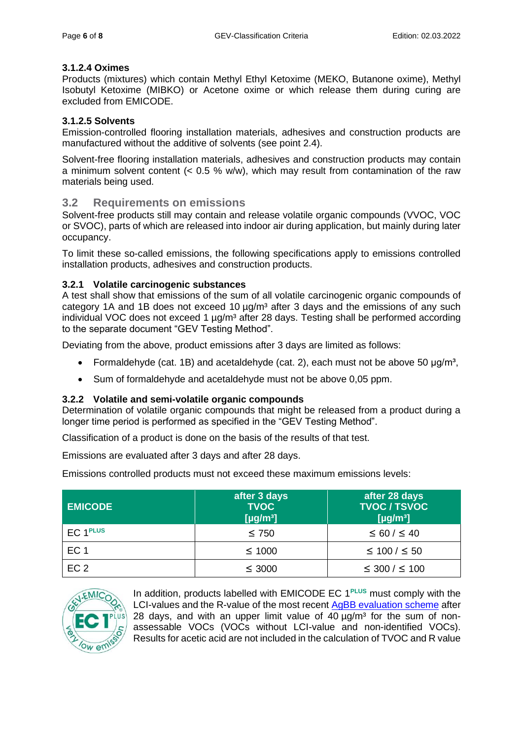### 3.1.2.4 Oximes

Products (mixtures) which contain Methyl Ethyl Ketoxime (MEKO, Butanone oxime), Methyl Isobutyl Ketoxime (MIBKO) or Acetone oxime or which release them during curing are excluded from EMICODE.

### 3.1.2.5 Solvents

Emission-controlled flooring installation materials, adhesives and construction products are manufactured without the additive of solvents (see point 2.4).

Solvent-free flooring installation materials, adhesives and construction products may contain a minimum solvent content (< 0.5 % w/w), which may result from contamination of the raw materials being used.

## 3.2 Requirements on emissions

Solvent-free products still may contain and release volatile organic compounds (VVOC, VOC or SVOC), parts of which are released into indoor air during application, but mainly during later occupancy.

To limit these so-called emissions, the following specifications apply to emissions controlled installation products, adhesives and construction products.

### 3.2.1 Volatile carcinogenic substances

A test shall show that emissions of the sum of all volatile carcinogenic organic compounds of category 1A and 1B does not exceed 10 µg/m³ after 3 days and the emissions of any such individual VOC does not exceed 1 µg/m³ after 28 days. Testing shall be performed according to the separate document "GEV Testing Method".

Deviating from the above, product emissions after 3 days are limited as follows:

- Formaldehyde (cat. 1B) and acetaldehyde (cat. 2), each must not be above 50 µg/m³,
- Sum of formaldehyde and acetaldehyde must not be above 0,05 ppm.

### 3.2.2 Volatile and semi-volatile organic compounds

Determination of volatile organic compounds that might be released from a product during a longer time period is performed as specified in the "GEV Testing Method".

Classification of a product is done on the basis of the results of that test.

Emissions are evaluated after 3 days and after 28 days.

Emissions controlled products must not exceed these maximum emissions levels:

| EMICODE | after 3 days TVOC [µg/m³] | after 28 days TVOC / TSVOC [µg/m³] |
|---|---|---|
| EC 1PLUS | ≤ 750 | ≤ 60 / ≤ 40 |
| EC 1 | ≤ 1000 | ≤ 100 / ≤ 50 |
| EC 2 | ≤ 3000 | ≤ 300 / ≤ 100 |

In addition, products labelled with EMICODE EC 1PLUS must comply with the LCI-values and the R-value of the most recent AgBB evaluation scheme after 28 days, and with an upper limit value of 40 µg/m³ for the sum of non-assessable VOCs (VOCs without LCI-value and non-identified VOCs). Results for acetic acid are not included in the calculation of TVOC and R value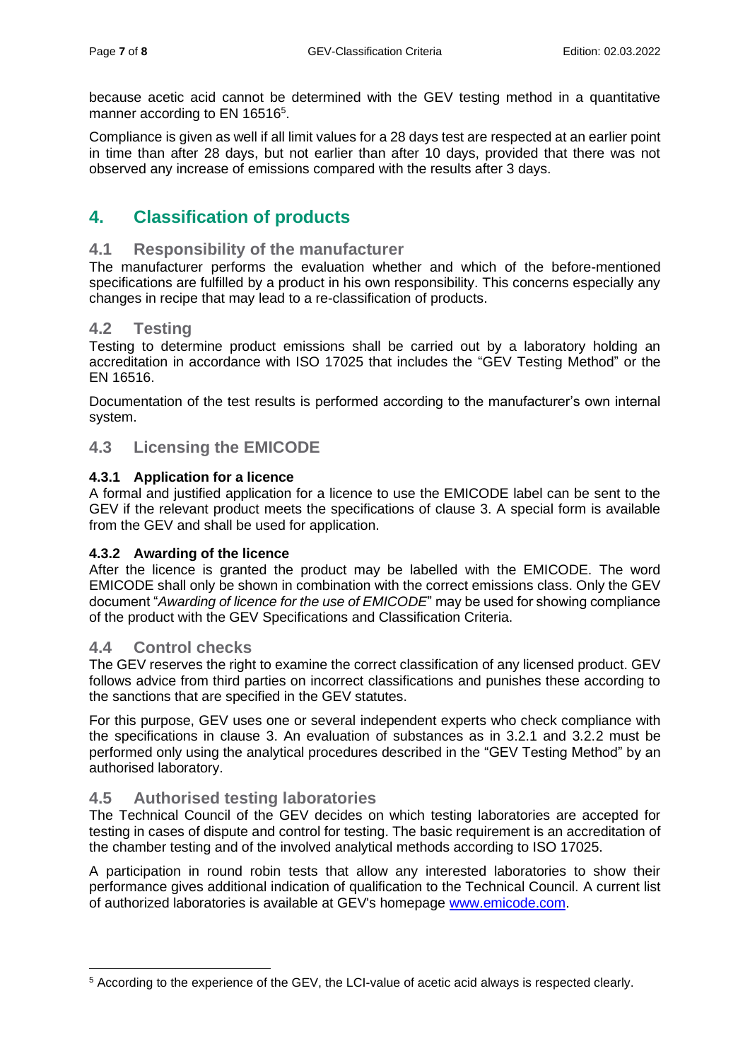because acetic acid cannot be determined with the GEV testing method in a quantitative manner according to EN 16516[5].

Compliance is given as well if all limit values for a 28 days test are respected at an earlier point in time than after 28 days, but not earlier than after 10 days, provided that there was not observed any increase of emissions compared with the results after 3 days.

# 4. Classification of products

## 4.1 Responsibility of the manufacturer

The manufacturer performs the evaluation whether and which of the before-mentioned specifications are fulfilled by a product in his own responsibility. This concerns especially any changes in recipe that may lead to a re-classification of products.

## 4.2 Testing

Testing to determine product emissions shall be carried out by a laboratory holding an accreditation in accordance with ISO 17025 that includes the "GEV Testing Method" or the EN 16516.

Documentation of the test results is performed according to the manufacturer's own internal system.

## 4.3 Licensing the EMICODE

### 4.3.1 Application for a licence

A formal and justified application for a licence to use the EMICODE label can be sent to the GEV if the relevant product meets the specifications of clause 3. A special form is available from the GEV and shall be used for application.

### 4.3.2 Awarding of the licence

After the licence is granted the product may be labelled with the EMICODE. The word EMICODE shall only be shown in combination with the correct emissions class. Only the GEV document "*Awarding of licence for the use of EMICODE*" may be used for showing compliance of the product with the GEV Specifications and Classification Criteria.

## 4.4 Control checks

The GEV reserves the right to examine the correct classification of any licensed product. GEV follows advice from third parties on incorrect classifications and punishes these according to the sanctions that are specified in the GEV statutes.

For this purpose, GEV uses one or several independent experts who check compliance with the specifications in clause 3. An evaluation of substances as in 3.2.1 and 3.2.2 must be performed only using the analytical procedures described in the "GEV Testing Method" by an authorised laboratory.

## 4.5 Authorised testing laboratories

The Technical Council of the GEV decides on which testing laboratories are accepted for testing in cases of dispute and control for testing. The basic requirement is an accreditation of the chamber testing and of the involved analytical methods according to ISO 17025.

A participation in round robin tests that allow any interested laboratories to show their performance gives additional indication of qualification to the Technical Council. A current list of authorized laboratories is available at GEV's homepage [www.emicode.com](http://www.emicode.com).

---

[5] According to the experience of the GEV, the LCI-value of acetic acid always is respected clearly.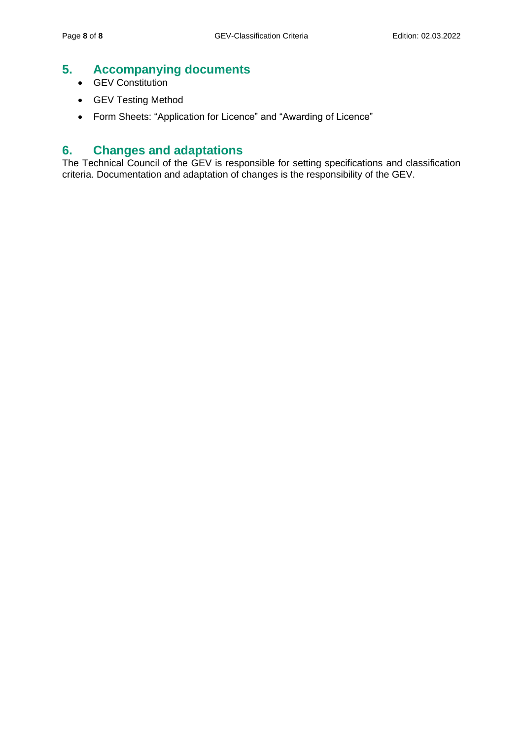## 5. Accompanying documents

- GEV Constitution
- GEV Testing Method
- Form Sheets: “Application for Licence” and “Awarding of Licence”

## 6. Changes and adaptations

The Technical Council of the GEV is responsible for setting specifications and classification criteria. Documentation and adaptation of changes is the responsibility of the GEV.